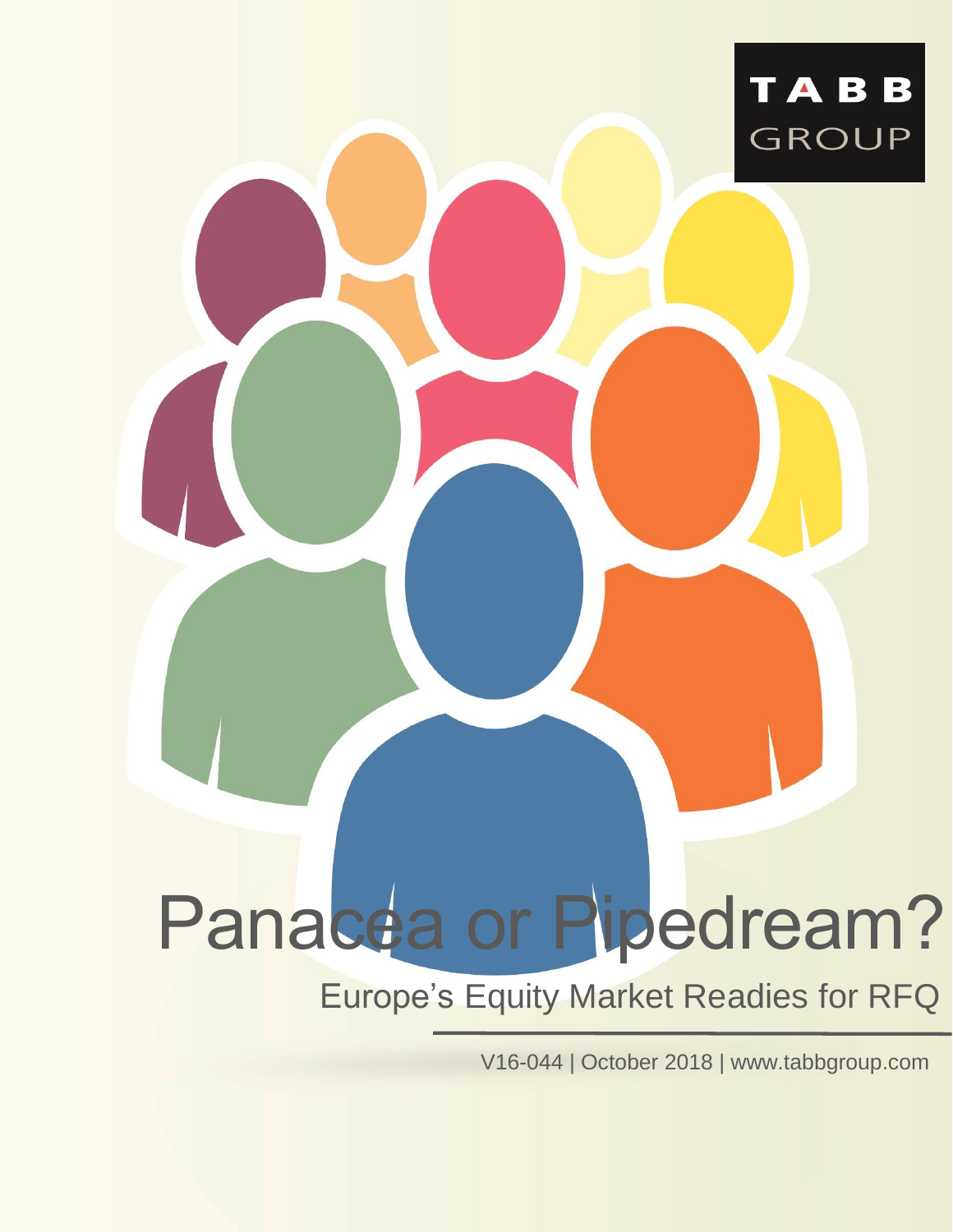TABB GROUP

# Panacea or Pipedream?

## Europe’s Equity Market Readies for RFQ

V16-044 | October 2018 | www.tabbgroup.com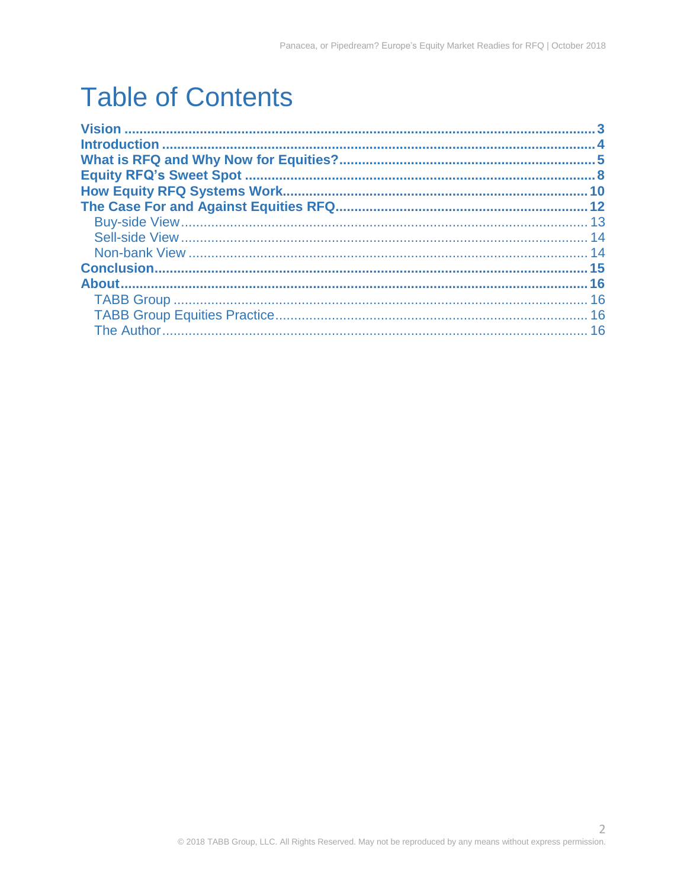# Table of Contents

**Vision** ........ 3
**Introduction** ........ 4
**What is RFQ and Why Now for Equities?** ........ 5
**Equity RFQ's Sweet Spot** ........ 8
**How Equity RFQ Systems Work** ........ 10
**The Case For and Against Equities RFQ** ........ 12
- Buy-side View ........ 13
- Sell-side View ........ 14
- Non-bank View ........ 14

**Conclusion** ........ 15
**About** ........ 16
- TABB Group ........ 16
- TABB Group Equities Practice ........ 16
- The Author ........ 16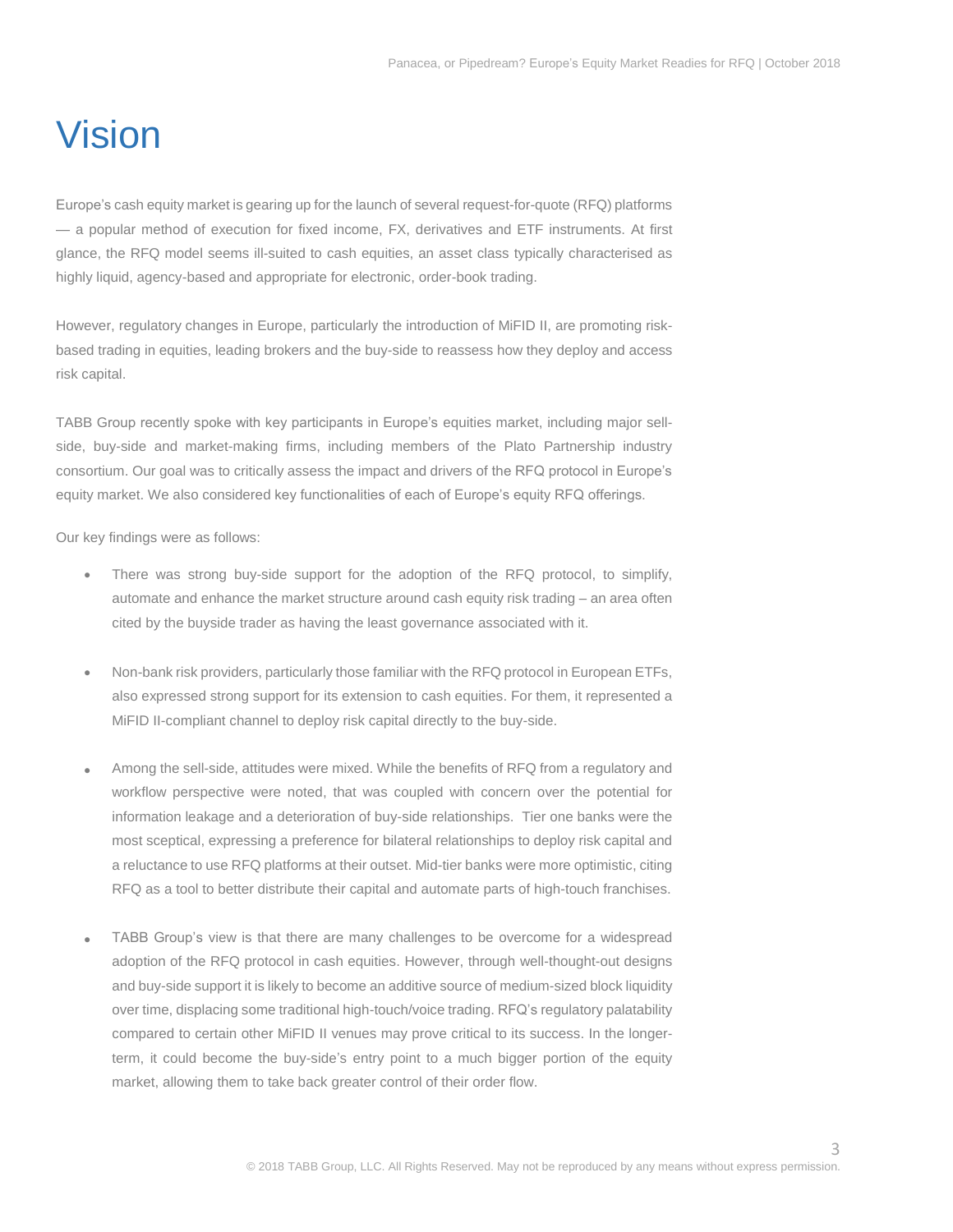# Vision

Europe's cash equity market is gearing up for the launch of several request-for-quote (RFQ) platforms — a popular method of execution for fixed income, FX, derivatives and ETF instruments. At first glance, the RFQ model seems ill-suited to cash equities, an asset class typically characterised as highly liquid, agency-based and appropriate for electronic, order-book trading.

However, regulatory changes in Europe, particularly the introduction of MiFID II, are promoting risk-based trading in equities, leading brokers and the buy-side to reassess how they deploy and access risk capital.

TABB Group recently spoke with key participants in Europe's equities market, including major sell-side, buy-side and market-making firms, including members of the Plato Partnership industry consortium. Our goal was to critically assess the impact and drivers of the RFQ protocol in Europe's equity market. We also considered key functionalities of each of Europe's equity RFQ offerings.

Our key findings were as follows:

- There was strong buy-side support for the adoption of the RFQ protocol, to simplify, automate and enhance the market structure around cash equity risk trading – an area often cited by the buyside trader as having the least governance associated with it.

- Non-bank risk providers, particularly those familiar with the RFQ protocol in European ETFs, also expressed strong support for its extension to cash equities. For them, it represented a MiFID II-compliant channel to deploy risk capital directly to the buy-side.

- Among the sell-side, attitudes were mixed. While the benefits of RFQ from a regulatory and workflow perspective were noted, that was coupled with concern over the potential for information leakage and a deterioration of buy-side relationships. Tier one banks were the most sceptical, expressing a preference for bilateral relationships to deploy risk capital and a reluctance to use RFQ platforms at their outset. Mid-tier banks were more optimistic, citing RFQ as a tool to better distribute their capital and automate parts of high-touch franchises.

- TABB Group's view is that there are many challenges to be overcome for a widespread adoption of the RFQ protocol in cash equities. However, through well-thought-out designs and buy-side support it is likely to become an additive source of medium-sized block liquidity over time, displacing some traditional high-touch/voice trading. RFQ's regulatory palatability compared to certain other MiFID II venues may prove critical to its success. In the longer-term, it could become the buy-side's entry point to a much bigger portion of the equity market, allowing them to take back greater control of their order flow.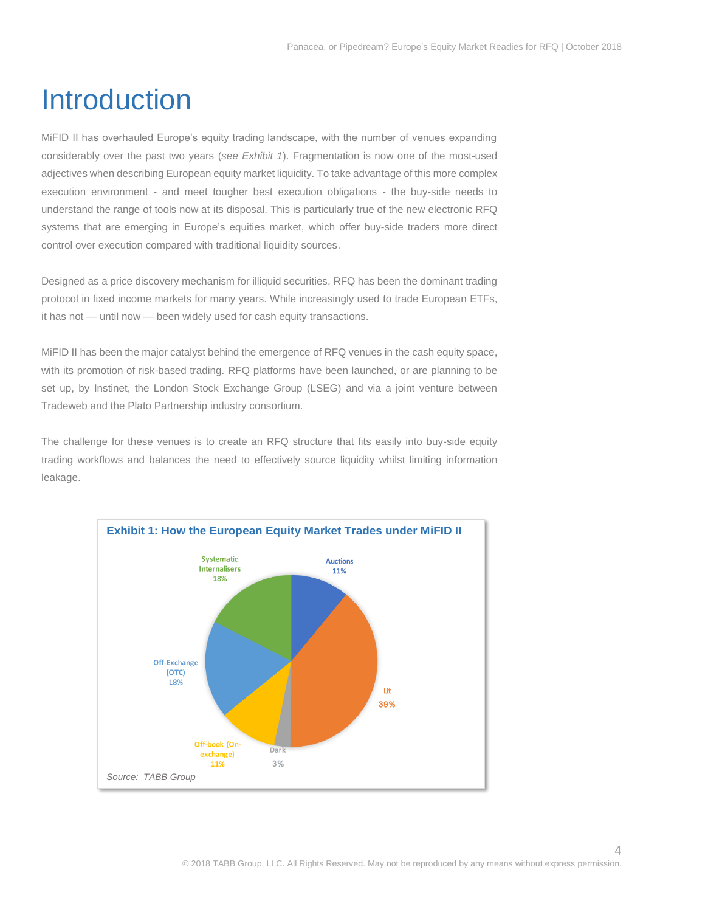# Introduction

MiFID II has overhauled Europe's equity trading landscape, with the number of venues expanding considerably over the past two years (*see Exhibit 1*). Fragmentation is now one of the most-used adjectives when describing European equity market liquidity. To take advantage of this more complex execution environment - and meet tougher best execution obligations - the buy-side needs to understand the range of tools now at its disposal. This is particularly true of the new electronic RFQ systems that are emerging in Europe's equities market, which offer buy-side traders more direct control over execution compared with traditional liquidity sources.

Designed as a price discovery mechanism for illiquid securities, RFQ has been the dominant trading protocol in fixed income markets for many years. While increasingly used to trade European ETFs, it has not — until now — been widely used for cash equity transactions.

MiFID II has been the major catalyst behind the emergence of RFQ venues in the cash equity space, with its promotion of risk-based trading. RFQ platforms have been launched, or are planning to be set up, by Instinet, the London Stock Exchange Group (LSEG) and via a joint venture between Tradeweb and the Plato Partnership industry consortium.

The challenge for these venues is to create an RFQ structure that fits easily into buy-side equity trading workflows and balances the need to effectively source liquidity whilst limiting information leakage.

**Exhibit 1: How the European Equity Market Trades under MiFID II**

| Category | Share |
|---|---|
| Auctions | 11% |
| Lit | 39% |
| Dark | 3% |
| Off-book (On-exchange) | 11% |
| Off-Exchange (OTC) | 18% |
| Systematic Internalisers | 18% |

*Source: TABB Group*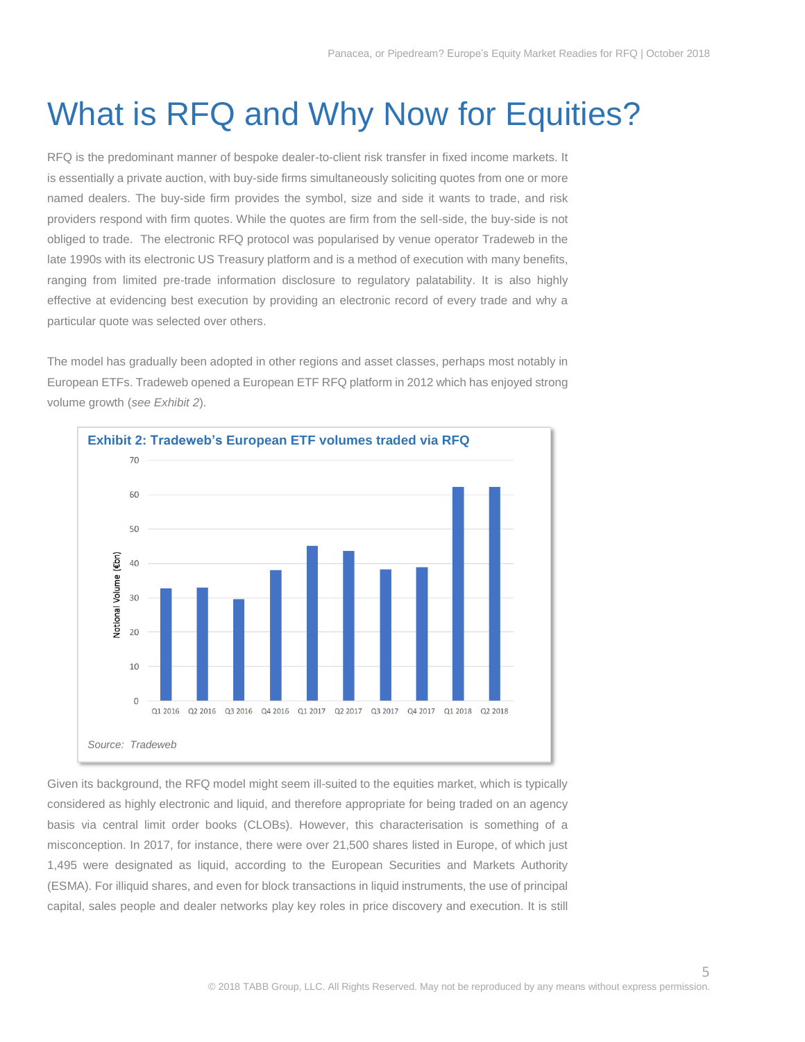# What is RFQ and Why Now for Equities?

RFQ is the predominant manner of bespoke dealer-to-client risk transfer in fixed income markets. It is essentially a private auction, with buy-side firms simultaneously soliciting quotes from one or more named dealers. The buy-side firm provides the symbol, size and side it wants to trade, and risk providers respond with firm quotes. While the quotes are firm from the sell-side, the buy-side is not obliged to trade. The electronic RFQ protocol was popularised by venue operator Tradeweb in the late 1990s with its electronic US Treasury platform and is a method of execution with many benefits, ranging from limited pre-trade information disclosure to regulatory palatability. It is also highly effective at evidencing best execution by providing an electronic record of every trade and why a particular quote was selected over others.

The model has gradually been adopted in other regions and asset classes, perhaps most notably in European ETFs. Tradeweb opened a European ETF RFQ platform in 2012 which has enjoyed strong volume growth (*see Exhibit 2*).

**Exhibit 2: Tradeweb's European ETF volumes traded via RFQ**

*Source: Tradeweb*

Given its background, the RFQ model might seem ill-suited to the equities market, which is typically considered as highly electronic and liquid, and therefore appropriate for being traded on an agency basis via central limit order books (CLOBs). However, this characterisation is something of a misconception. In 2017, for instance, there were over 21,500 shares listed in Europe, of which just 1,495 were designated as liquid, according to the European Securities and Markets Authority (ESMA). For illiquid shares, and even for block transactions in liquid instruments, the use of principal capital, sales people and dealer networks play key roles in price discovery and execution. It is still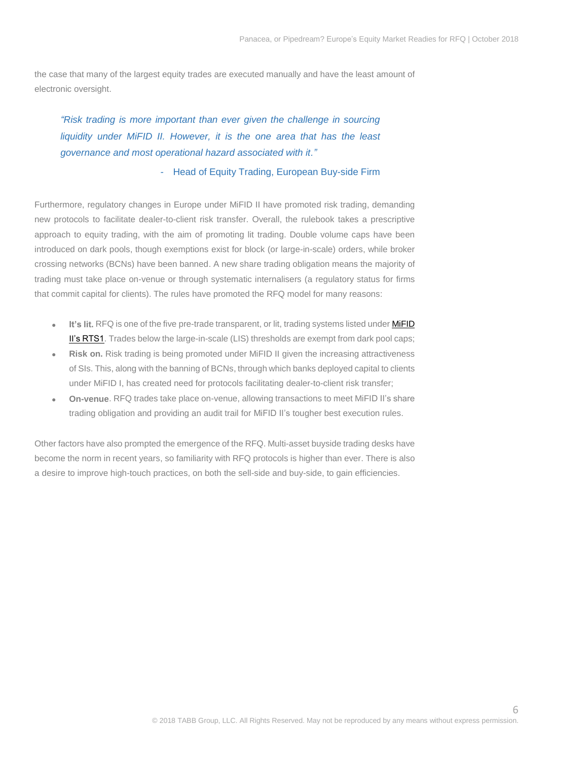the case that many of the largest equity trades are executed manually and have the least amount of electronic oversight.

> *"Risk trading is more important than ever given the challenge in sourcing liquidity under MiFID II. However, it is the one area that has the least governance and most operational hazard associated with it."*
>
> \- Head of Equity Trading, European Buy-side Firm

Furthermore, regulatory changes in Europe under MiFID II have promoted risk trading, demanding new protocols to facilitate dealer-to-client risk transfer. Overall, the rulebook takes a prescriptive approach to equity trading, with the aim of promoting lit trading. Double volume caps have been introduced on dark pools, though exemptions exist for block (or large-in-scale) orders, while broker crossing networks (BCNs) have been banned. A new share trading obligation means the majority of trading must take place on-venue or through systematic internalisers (a regulatory status for firms that commit capital for clients). The rules have promoted the RFQ model for many reasons:

- **It's lit.** RFQ is one of the five pre-trade transparent, or lit, trading systems listed under MiFID II's RTS1. Trades below the large-in-scale (LIS) thresholds are exempt from dark pool caps;
- **Risk on.** Risk trading is being promoted under MiFID II given the increasing attractiveness of SIs. This, along with the banning of BCNs, through which banks deployed capital to clients under MiFID I, has created need for protocols facilitating dealer-to-client risk transfer;
- **On-venue**. RFQ trades take place on-venue, allowing transactions to meet MiFID II's share trading obligation and providing an audit trail for MiFID II's tougher best execution rules.

Other factors have also prompted the emergence of the RFQ. Multi-asset buyside trading desks have become the norm in recent years, so familiarity with RFQ protocols is higher than ever. There is also a desire to improve high-touch practices, on both the sell-side and buy-side, to gain efficiencies.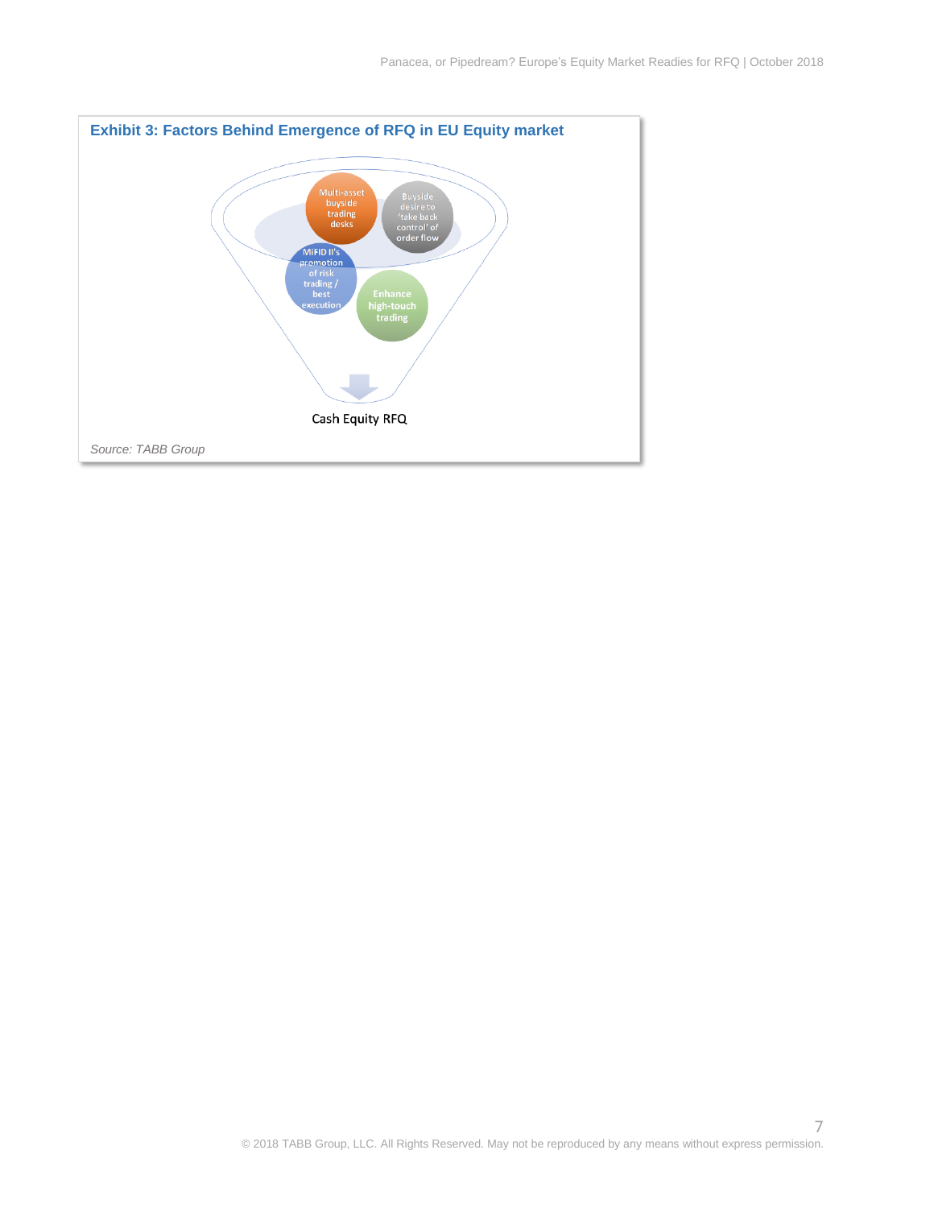**Exhibit 3: Factors Behind Emergence of RFQ in EU Equity market**

Multi-asset buyside trading desks

Buyside desire to 'take back control' of order flow

MiFID II's promotion of risk trading / best execution

Enhance high-touch trading

Cash Equity RFQ

*Source: TABB Group*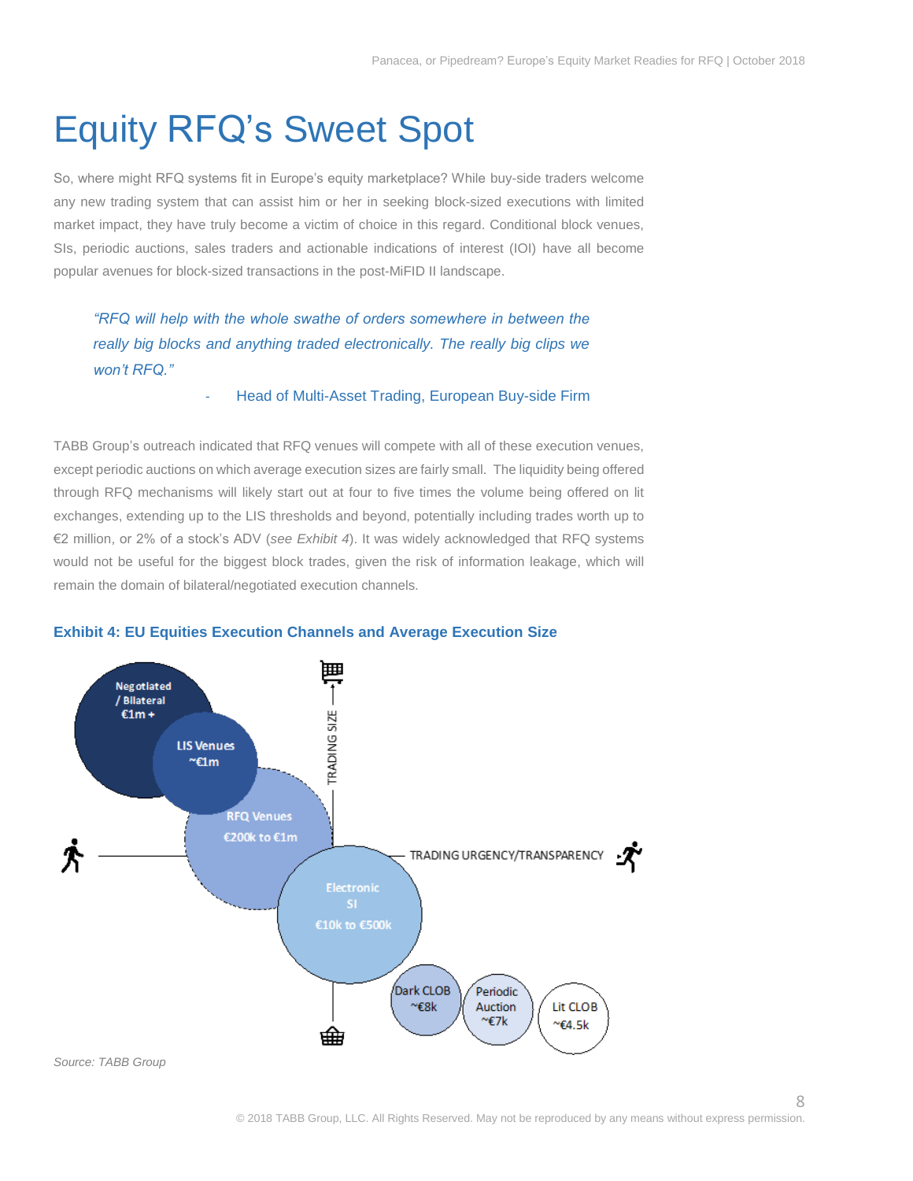# Equity RFQ's Sweet Spot

So, where might RFQ systems fit in Europe's equity marketplace? While buy-side traders welcome any new trading system that can assist him or her in seeking block-sized executions with limited market impact, they have truly become a victim of choice in this regard. Conditional block venues, SIs, periodic auctions, sales traders and actionable indications of interest (IOI) have all become popular avenues for block-sized transactions in the post-MiFID II landscape.

> *"RFQ will help with the whole swathe of orders somewhere in between the really big blocks and anything traded electronically. The really big clips we won't RFQ."*
>
> - Head of Multi-Asset Trading, European Buy-side Firm

TABB Group's outreach indicated that RFQ venues will compete with all of these execution venues, except periodic auctions on which average execution sizes are fairly small. The liquidity being offered through RFQ mechanisms will likely start out at four to five times the volume being offered on lit exchanges, extending up to the LIS thresholds and beyond, potentially including trades worth up to €2 million, or 2% of a stock's ADV (*see Exhibit 4*). It was widely acknowledged that RFQ systems would not be useful for the biggest block trades, given the risk of information leakage, which will remain the domain of bilateral/negotiated execution channels.

**Exhibit 4: EU Equities Execution Channels and Average Execution Size**

Negotiated / Bilateral €1m +

LIS Venues ~€1m

RFQ Venues €200k to €1m

Electronic SI €10k to €500k

Dark CLOB ~€8k

Periodic Auction ~€7k

Lit CLOB ~€4.5k

TRADING SIZE

TRADING URGENCY/TRANSPARENCY

*Source: TABB Group*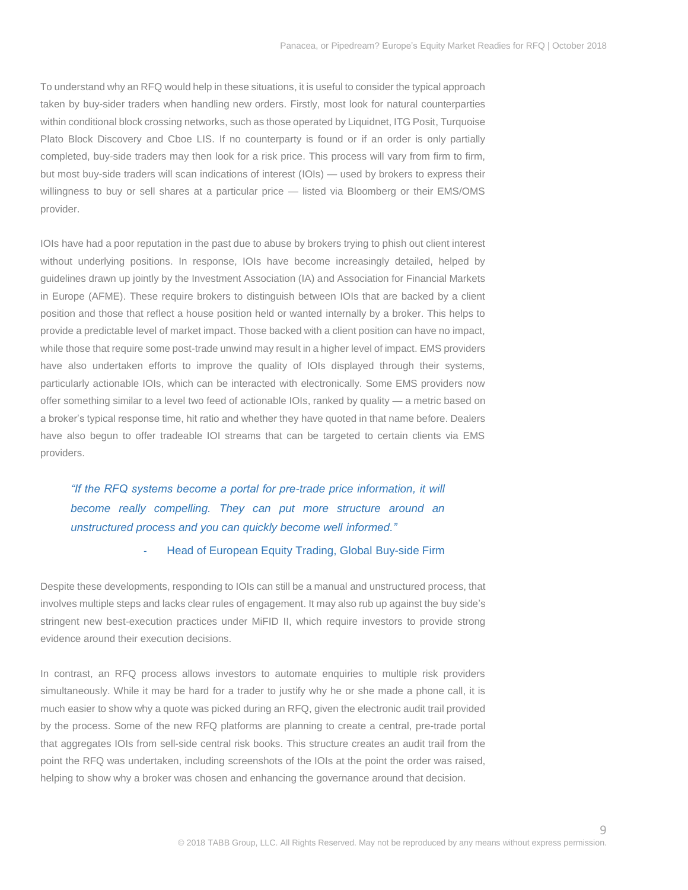To understand why an RFQ would help in these situations, it is useful to consider the typical approach taken by buy-sider traders when handling new orders. Firstly, most look for natural counterparties within conditional block crossing networks, such as those operated by Liquidnet, ITG Posit, Turquoise Plato Block Discovery and Cboe LIS. If no counterparty is found or if an order is only partially completed, buy-side traders may then look for a risk price. This process will vary from firm to firm, but most buy-side traders will scan indications of interest (IOIs) — used by brokers to express their willingness to buy or sell shares at a particular price — listed via Bloomberg or their EMS/OMS provider.

IOIs have had a poor reputation in the past due to abuse by brokers trying to phish out client interest without underlying positions. In response, IOIs have become increasingly detailed, helped by guidelines drawn up jointly by the Investment Association (IA) and Association for Financial Markets in Europe (AFME). These require brokers to distinguish between IOIs that are backed by a client position and those that reflect a house position held or wanted internally by a broker. This helps to provide a predictable level of market impact. Those backed with a client position can have no impact, while those that require some post-trade unwind may result in a higher level of impact. EMS providers have also undertaken efforts to improve the quality of IOIs displayed through their systems, particularly actionable IOIs, which can be interacted with electronically. Some EMS providers now offer something similar to a level two feed of actionable IOIs, ranked by quality — a metric based on a broker's typical response time, hit ratio and whether they have quoted in that name before. Dealers have also begun to offer tradeable IOI streams that can be targeted to certain clients via EMS providers.

> *"If the RFQ systems become a portal for pre-trade price information, it will become really compelling. They can put more structure around an unstructured process and you can quickly become well informed."*
>
> \- Head of European Equity Trading, Global Buy-side Firm

Despite these developments, responding to IOIs can still be a manual and unstructured process, that involves multiple steps and lacks clear rules of engagement. It may also rub up against the buy side's stringent new best-execution practices under MiFID II, which require investors to provide strong evidence around their execution decisions.

In contrast, an RFQ process allows investors to automate enquiries to multiple risk providers simultaneously. While it may be hard for a trader to justify why he or she made a phone call, it is much easier to show why a quote was picked during an RFQ, given the electronic audit trail provided by the process. Some of the new RFQ platforms are planning to create a central, pre-trade portal that aggregates IOIs from sell-side central risk books. This structure creates an audit trail from the point the RFQ was undertaken, including screenshots of the IOIs at the point the order was raised, helping to show why a broker was chosen and enhancing the governance around that decision.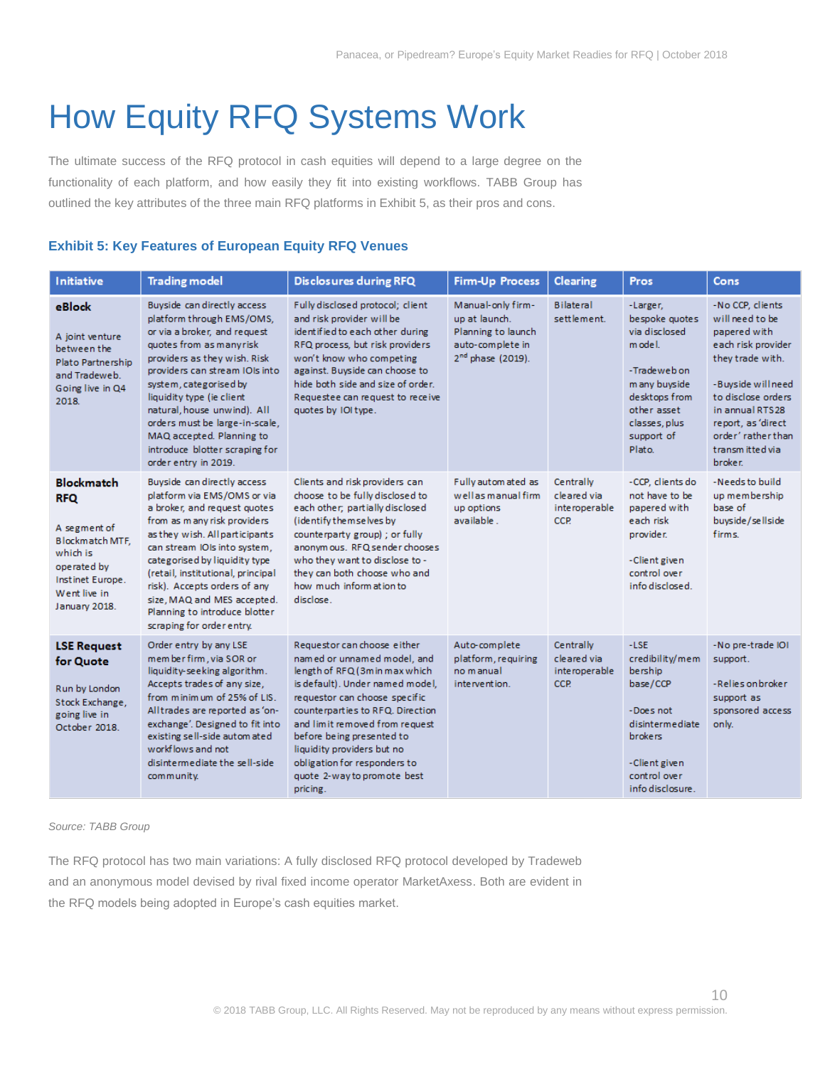# How Equity RFQ Systems Work

The ultimate success of the RFQ protocol in cash equities will depend to a large degree on the functionality of each platform, and how easily they fit into existing workflows. TABB Group has outlined the key attributes of the three main RFQ platforms in Exhibit 5, as their pros and cons.

### Exhibit 5: Key Features of European Equity RFQ Venues

| Initiative | Trading model | Disclosures during RFQ | Firm-Up Process | Clearing | Pros | Cons |
|---|---|---|---|---|---|---|
| **eBlock**<br><br>A joint venture between the Plato Partnership and Tradeweb. Going live in Q4 2018. | Buyside can directly access platform through EMS/OMS, or via a broker, and request quotes from as many risk providers as they wish. Risk providers can stream IOIs into system, categorised by liquidity type (ie client natural, house unwind). All orders must be large-in-scale, MAQ accepted. Planning to introduce blotter scraping for order entry in 2019. | Fully disclosed protocol; client and risk provider will be identified to each other during RFQ process, but risk providers won't know who competing against. Buyside can choose to hide both side and size of order. Requestee can request to receive quotes by IOI type. | Manual-only firm-up at launch. Planning to launch auto-complete in 2nd phase (2019). | Bilateral settlement. | -Larger, bespoke quotes via disclosed model.<br><br>-Tradeweb on many buyside desktops from other asset classes, plus support of Plato. | -No CCP, clients will need to be papered with each risk provider they trade with.<br><br>-Buyside will need to disclose orders in annual RTS28 report, as 'direct order' rather than transmitted via broker. |
| **Blockmatch RFQ**<br><br>A segment of Blockmatch MTF, which is operated by Instinet Europe. Went live in January 2018. | Buyside can directly access platform via EMS/OMS or via a broker, and request quotes from as many risk providers as they wish. All participants can stream IOIs into system, categorised by liquidity type (retail, institutional, principal risk). Accepts orders of any size, MAQ and MES accepted. Planning to introduce blotter scraping for order entry. | Clients and risk providers can choose to be fully disclosed to each other; partially disclosed (identify themselves by counterparty group) ; or fully anonymous. RFQ sender chooses who they want to disclose to - they can both choose who and how much information to disclose. | Fully automated as well as manual firm up options available. | Centrally cleared via interoperable CCP. | -CCP, clients do not have to be papered with each risk provider.<br><br>-Client given control over info disclosed. | -Needs to build up membership base of buyside/sellside firms. |
| **LSE Request for Quote**<br><br>Run by London Stock Exchange, going live in October 2018. | Order entry by any LSE member firm, via SOR or liquidity-seeking algorithm. Accepts trades of any size, from minimum of 25% of LIS. All trades are reported as 'on-exchange'. Designed to fit into existing sell-side automated workflows and not disintermediate the sell-side community. | Requestor can choose either named or unnamed model, and length of RFQ (3m in max which is default). Under named model, requestor can choose specific counterparties to RFQ. Direction and limit removed from request before being presented to liquidity providers but no obligation for responders to quote 2-way to promote best pricing. | Auto-complete platform, requiring no manual intervention. | Centrally cleared via interoperable CCP. | -LSE credibility/membership base/CCP<br><br>-Does not disintermediate brokers<br><br>-Client given control over info disclosure. | -No pre-trade IOI support.<br><br>-Relies on broker support as sponsored access only. |

*Source: TABB Group*

The RFQ protocol has two main variations: A fully disclosed RFQ protocol developed by Tradeweb and an anonymous model devised by rival fixed income operator MarketAxess. Both are evident in the RFQ models being adopted in Europe's cash equities market.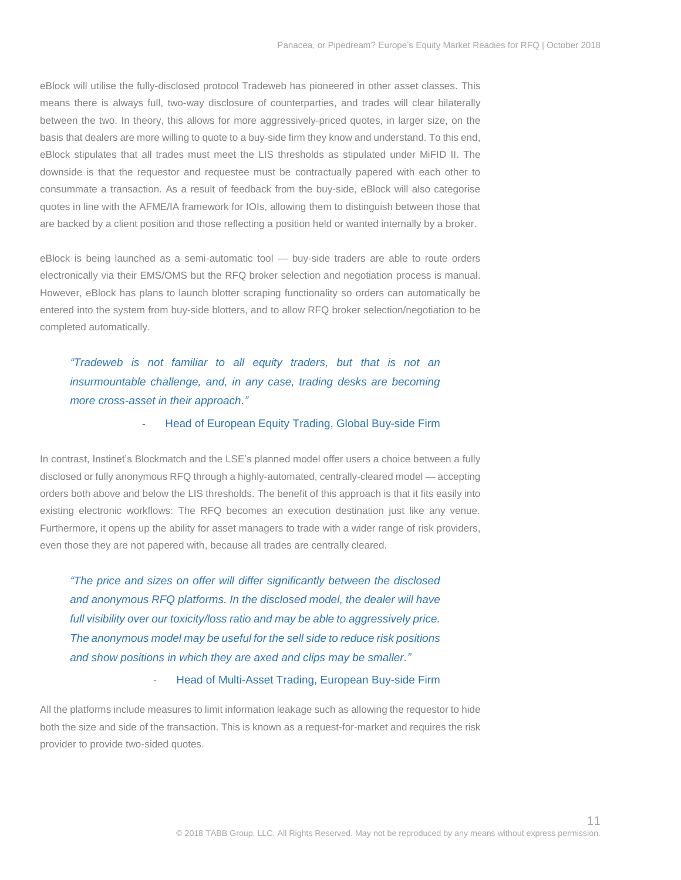eBlock will utilise the fully-disclosed protocol Tradeweb has pioneered in other asset classes. This means there is always full, two-way disclosure of counterparties, and trades will clear bilaterally between the two. In theory, this allows for more aggressively-priced quotes, in larger size, on the basis that dealers are more willing to quote to a buy-side firm they know and understand. To this end, eBlock stipulates that all trades must meet the LIS thresholds as stipulated under MiFID II. The downside is that the requestor and requestee must be contractually papered with each other to consummate a transaction. As a result of feedback from the buy-side, eBlock will also categorise quotes in line with the AFME/IA framework for IOIs, allowing them to distinguish between those that are backed by a client position and those reflecting a position held or wanted internally by a broker.

eBlock is being launched as a semi-automatic tool — buy-side traders are able to route orders electronically via their EMS/OMS but the RFQ broker selection and negotiation process is manual. However, eBlock has plans to launch blotter scraping functionality so orders can automatically be entered into the system from buy-side blotters, and to allow RFQ broker selection/negotiation to be completed automatically.

> *"Tradeweb is not familiar to all equity traders, but that is not an insurmountable challenge, and, in any case, trading desks are becoming more cross-asset in their approach."*
>
> \- Head of European Equity Trading, Global Buy-side Firm

In contrast, Instinet's Blockmatch and the LSE's planned model offer users a choice between a fully disclosed or fully anonymous RFQ through a highly-automated, centrally-cleared model — accepting orders both above and below the LIS thresholds. The benefit of this approach is that it fits easily into existing electronic workflows: The RFQ becomes an execution destination just like any venue. Furthermore, it opens up the ability for asset managers to trade with a wider range of risk providers, even those they are not papered with, because all trades are centrally cleared.

> *"The price and sizes on offer will differ significantly between the disclosed and anonymous RFQ platforms. In the disclosed model, the dealer will have full visibility over our toxicity/loss ratio and may be able to aggressively price. The anonymous model may be useful for the sell side to reduce risk positions and show positions in which they are axed and clips may be smaller."*
>
> \- Head of Multi-Asset Trading, European Buy-side Firm

All the platforms include measures to limit information leakage such as allowing the requestor to hide both the size and side of the transaction. This is known as a request-for-market and requires the risk provider to provide two-sided quotes.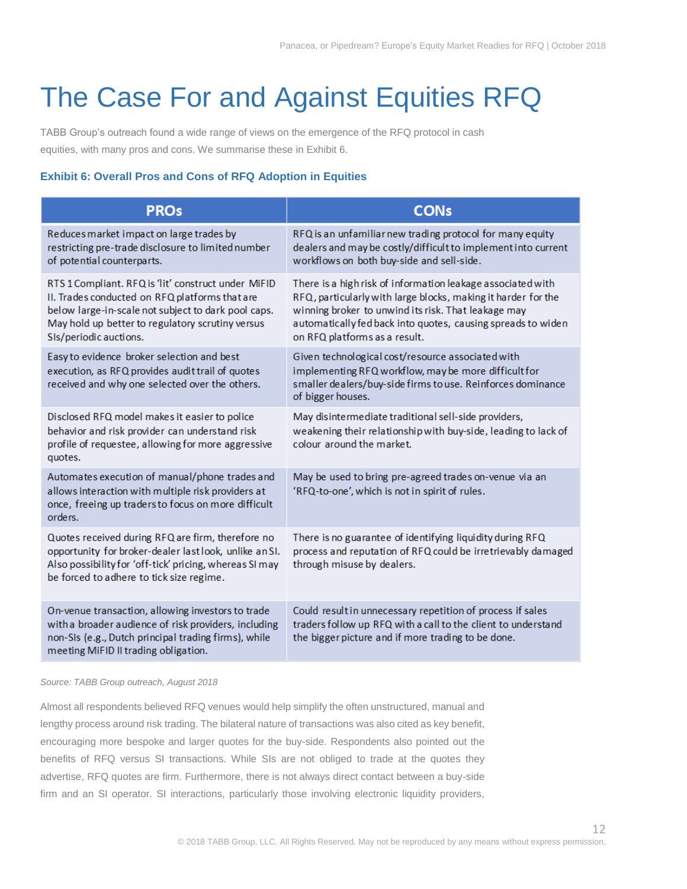# The Case For and Against Equities RFQ

TABB Group's outreach found a wide range of views on the emergence of the RFQ protocol in cash equities, with many pros and cons. We summarise these in Exhibit 6.

### Exhibit 6: Overall Pros and Cons of RFQ Adoption in Equities

| PROs | CONs |
|---|---|
| Reduces market impact on large trades by restricting pre-trade disclosure to limited number of potential counterparts. | RFQ is an unfamiliar new trading protocol for many equity dealers and may be costly/difficult to implement into current workflows on both buy-side and sell-side. |
| RTS 1 Compliant. RFQ is 'lit' construct under MiFID II. Trades conducted on RFQ platforms that are below large-in-scale not subject to dark pool caps. May hold up better to regulatory scrutiny versus SIs/periodic auctions. | There is a high risk of information leakage associated with RFQ, particularly with large blocks, making it harder for the winning broker to unwind its risk. That leakage may automatically fed back into quotes, causing spreads to widen on RFQ platforms as a result. |
| Easy to evidence broker selection and best execution, as RFQ provides audit trail of quotes received and why one selected over the others. | Given technological cost/resource associated with implementing RFQ workflow, may be more difficult for smaller dealers/buy-side firms to use. Reinforces dominance of bigger houses. |
| Disclosed RFQ model makes it easier to police behavior and risk provider can understand risk profile of requestee, allowing for more aggressive quotes. | May disintermediate traditional sell-side providers, weakening their relationship with buy-side, leading to lack of colour around the market. |
| Automates execution of manual/phone trades and allows interaction with multiple risk providers at once, freeing up traders to focus on more difficult orders. | May be used to bring pre-agreed trades on-venue via an 'RFQ-to-one', which is not in spirit of rules. |
| Quotes received during RFQ are firm, therefore no opportunity for broker-dealer last look, unlike an SI. Also possibility for 'off-tick' pricing, whereas SI may be forced to adhere to tick size regime. | There is no guarantee of identifying liquidity during RFQ process and reputation of RFQ could be irretrievably damaged through misuse by dealers. |
| On-venue transaction, allowing investors to trade with a broader audience of risk providers, including non-SIs (e.g., Dutch principal trading firms), while meeting MiFID II trading obligation. | Could result in unnecessary repetition of process if sales traders follow up RFQ with a call to the client to understand the bigger picture and if more trading to be done. |

*Source: TABB Group outreach, August 2018*

Almost all respondents believed RFQ venues would help simplify the often unstructured, manual and lengthy process around risk trading. The bilateral nature of transactions was also cited as key benefit, encouraging more bespoke and larger quotes for the buy-side. Respondents also pointed out the benefits of RFQ versus SI transactions. While SIs are not obliged to trade at the quotes they advertise, RFQ quotes are firm. Furthermore, there is not always direct contact between a buy-side firm and an SI operator. SI interactions, particularly those involving electronic liquidity providers,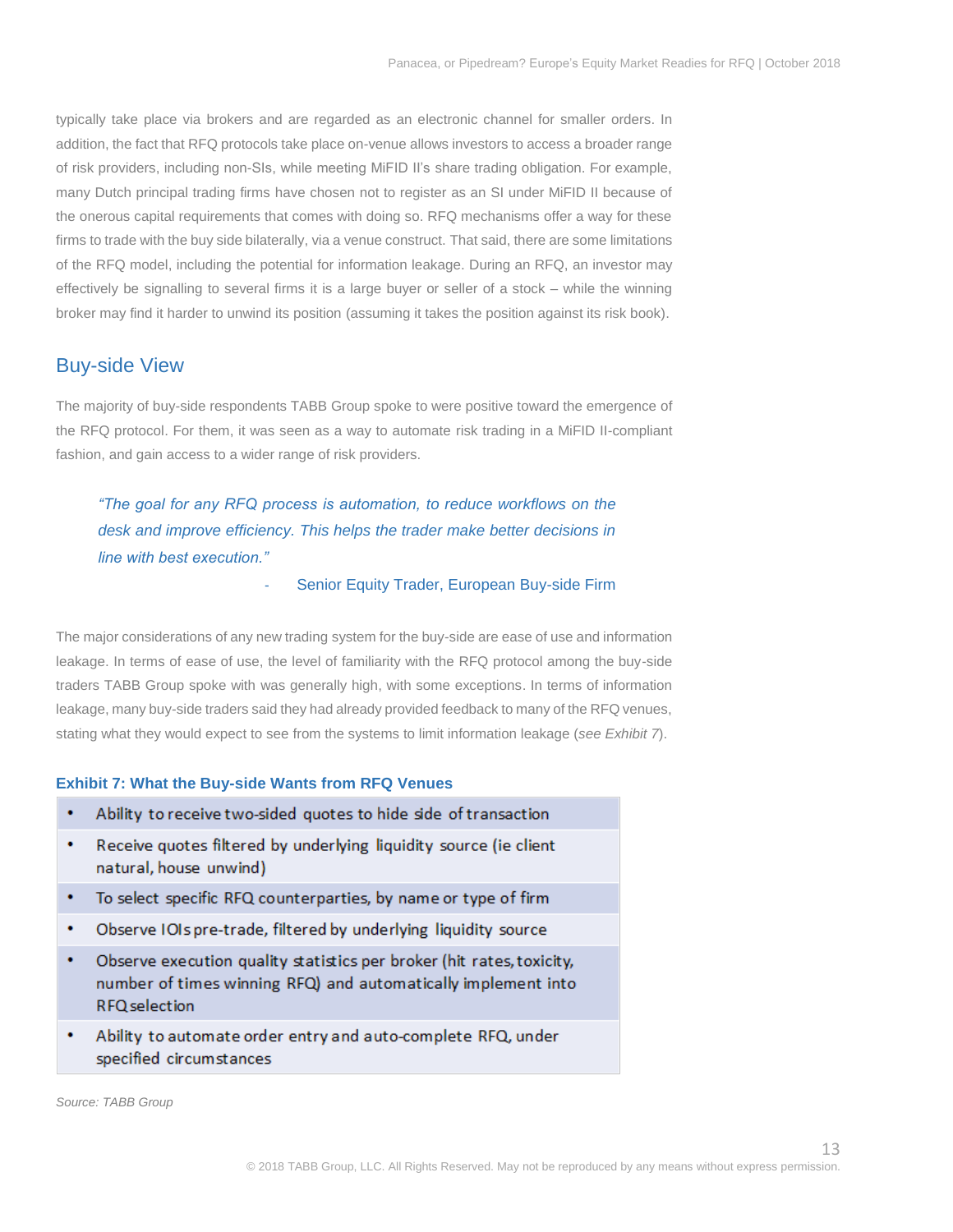typically take place via brokers and are regarded as an electronic channel for smaller orders. In addition, the fact that RFQ protocols take place on-venue allows investors to access a broader range of risk providers, including non-SIs, while meeting MiFID II's share trading obligation. For example, many Dutch principal trading firms have chosen not to register as an SI under MiFID II because of the onerous capital requirements that comes with doing so. RFQ mechanisms offer a way for these firms to trade with the buy side bilaterally, via a venue construct. That said, there are some limitations of the RFQ model, including the potential for information leakage. During an RFQ, an investor may effectively be signalling to several firms it is a large buyer or seller of a stock – while the winning broker may find it harder to unwind its position (assuming it takes the position against its risk book).

## Buy-side View

The majority of buy-side respondents TABB Group spoke to were positive toward the emergence of the RFQ protocol. For them, it was seen as a way to automate risk trading in a MiFID II-compliant fashion, and gain access to a wider range of risk providers.

> *"The goal for any RFQ process is automation, to reduce workflows on the desk and improve efficiency. This helps the trader make better decisions in line with best execution."*
>
> \- Senior Equity Trader, European Buy-side Firm

The major considerations of any new trading system for the buy-side are ease of use and information leakage. In terms of ease of use, the level of familiarity with the RFQ protocol among the buy-side traders TABB Group spoke with was generally high, with some exceptions. In terms of information leakage, many buy-side traders said they had already provided feedback to many of the RFQ venues, stating what they would expect to see from the systems to limit information leakage (*see Exhibit 7*).

**Exhibit 7: What the Buy-side Wants from RFQ Venues**

- Ability to receive two-sided quotes to hide side of transaction
- Receive quotes filtered by underlying liquidity source (ie client natural, house unwind)
- To select specific RFQ counterparties, by name or type of firm
- Observe IOIs pre-trade, filtered by underlying liquidity source
- Observe execution quality statistics per broker (hit rates, toxicity, number of times winning RFQ) and automatically implement into RFQ selection
- Ability to automate order entry and auto-complete RFQ, under specified circumstances

*Source: TABB Group*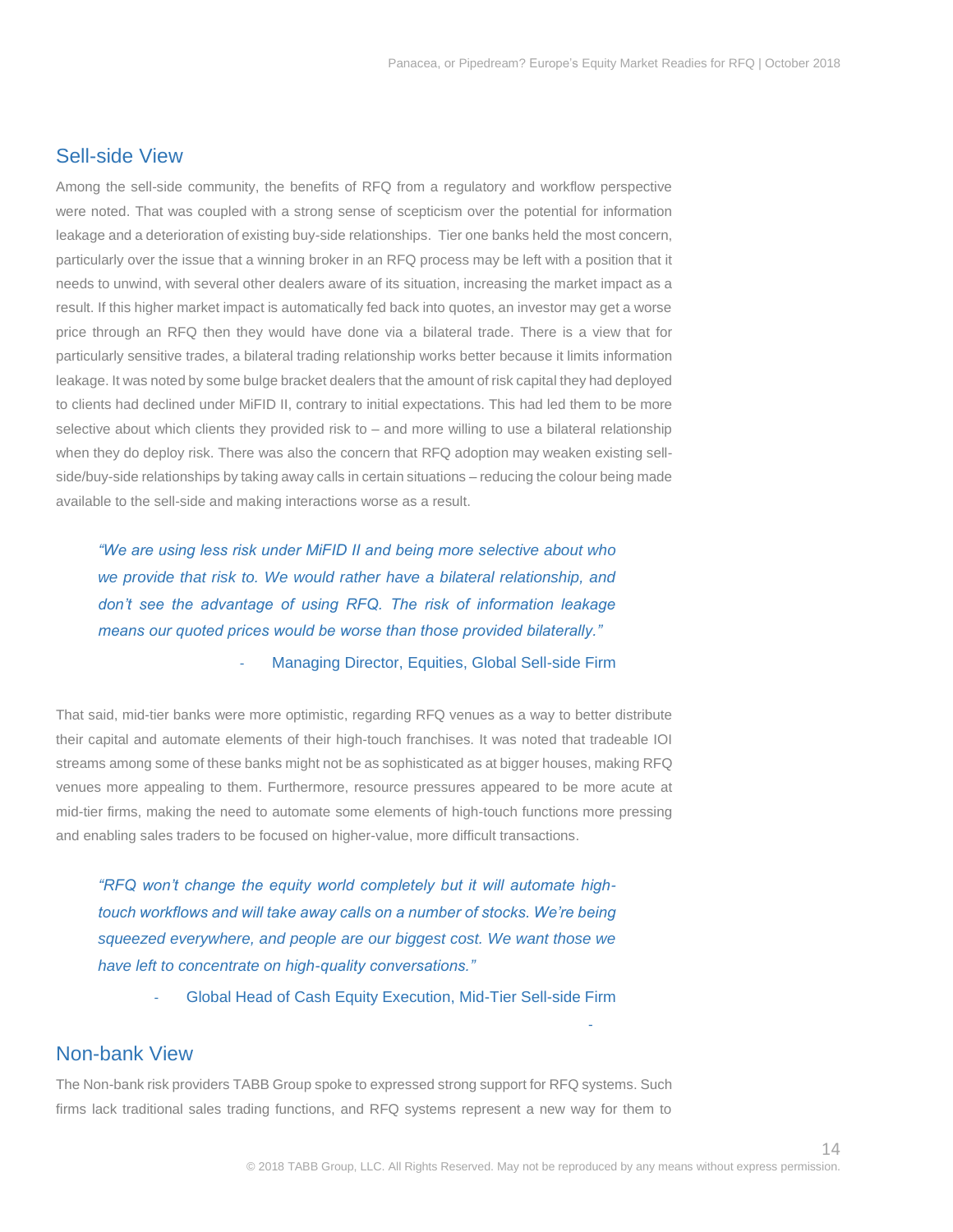## Sell-side View

Among the sell-side community, the benefits of RFQ from a regulatory and workflow perspective were noted. That was coupled with a strong sense of scepticism over the potential for information leakage and a deterioration of existing buy-side relationships. Tier one banks held the most concern, particularly over the issue that a winning broker in an RFQ process may be left with a position that it needs to unwind, with several other dealers aware of its situation, increasing the market impact as a result. If this higher market impact is automatically fed back into quotes, an investor may get a worse price through an RFQ then they would have done via a bilateral trade. There is a view that for particularly sensitive trades, a bilateral trading relationship works better because it limits information leakage. It was noted by some bulge bracket dealers that the amount of risk capital they had deployed to clients had declined under MiFID II, contrary to initial expectations. This had led them to be more selective about which clients they provided risk to – and more willing to use a bilateral relationship when they do deploy risk. There was also the concern that RFQ adoption may weaken existing sell-side/buy-side relationships by taking away calls in certain situations – reducing the colour being made available to the sell-side and making interactions worse as a result.

> *"We are using less risk under MiFID II and being more selective about who we provide that risk to. We would rather have a bilateral relationship, and don't see the advantage of using RFQ. The risk of information leakage means our quoted prices would be worse than those provided bilaterally."*
>
> - Managing Director, Equities, Global Sell-side Firm

That said, mid-tier banks were more optimistic, regarding RFQ venues as a way to better distribute their capital and automate elements of their high-touch franchises. It was noted that tradeable IOI streams among some of these banks might not be as sophisticated as at bigger houses, making RFQ venues more appealing to them. Furthermore, resource pressures appeared to be more acute at mid-tier firms, making the need to automate some elements of high-touch functions more pressing and enabling sales traders to be focused on higher-value, more difficult transactions.

> *"RFQ won't change the equity world completely but it will automate high-touch workflows and will take away calls on a number of stocks. We're being squeezed everywhere, and people are our biggest cost. We want those we have left to concentrate on high-quality conversations."*
>
> - Global Head of Cash Equity Execution, Mid-Tier Sell-side Firm

## Non-bank View

The Non-bank risk providers TABB Group spoke to expressed strong support for RFQ systems. Such firms lack traditional sales trading functions, and RFQ systems represent a new way for them to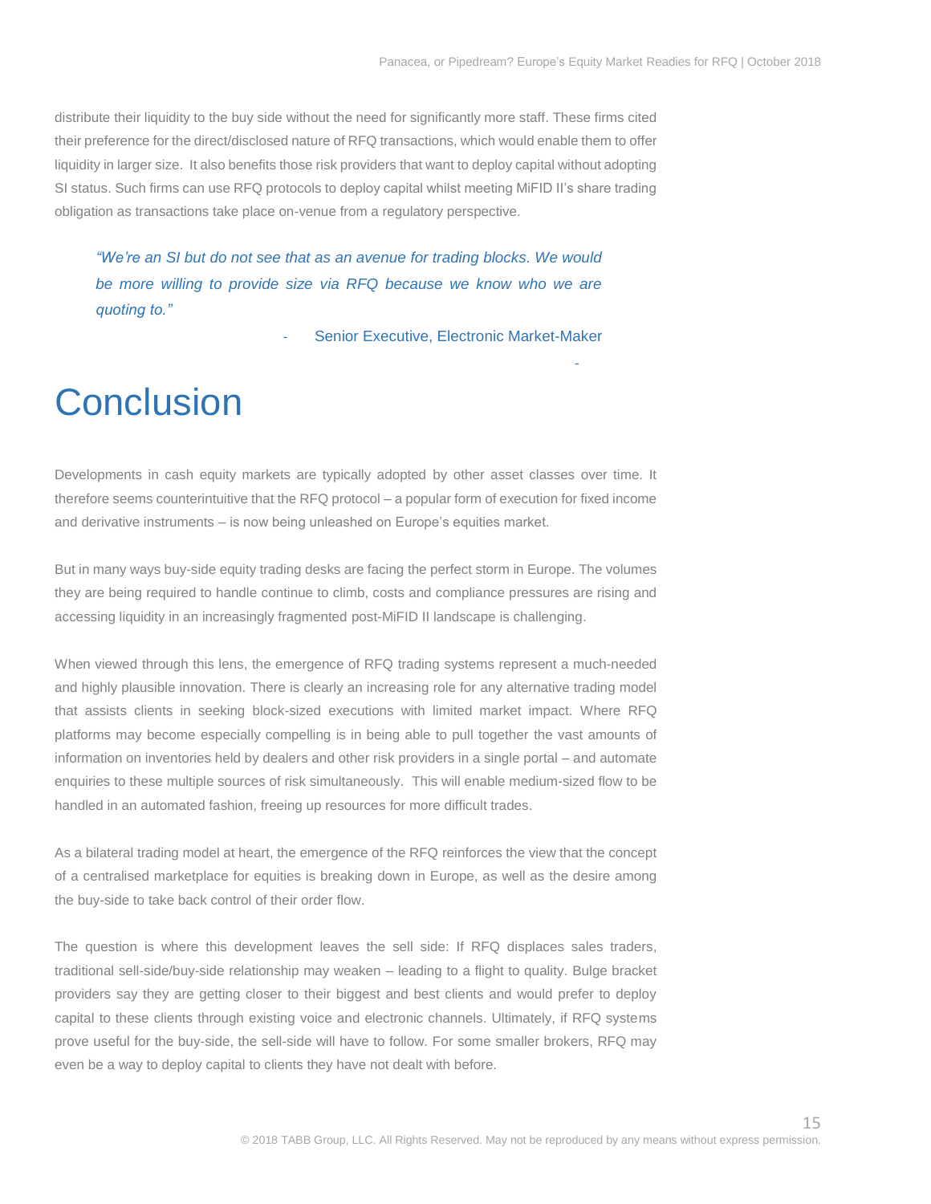distribute their liquidity to the buy side without the need for significantly more staff. These firms cited their preference for the direct/disclosed nature of RFQ transactions, which would enable them to offer liquidity in larger size. It also benefits those risk providers that want to deploy capital without adopting SI status. Such firms can use RFQ protocols to deploy capital whilst meeting MiFID II's share trading obligation as transactions take place on-venue from a regulatory perspective.

> *"We're an SI but do not see that as an avenue for trading blocks. We would be more willing to provide size via RFQ because we know who we are quoting to."*
>
> \- Senior Executive, Electronic Market-Maker

# Conclusion

Developments in cash equity markets are typically adopted by other asset classes over time. It therefore seems counterintuitive that the RFQ protocol – a popular form of execution for fixed income and derivative instruments – is now being unleashed on Europe's equities market.

But in many ways buy-side equity trading desks are facing the perfect storm in Europe. The volumes they are being required to handle continue to climb, costs and compliance pressures are rising and accessing liquidity in an increasingly fragmented post-MiFID II landscape is challenging.

When viewed through this lens, the emergence of RFQ trading systems represent a much-needed and highly plausible innovation. There is clearly an increasing role for any alternative trading model that assists clients in seeking block-sized executions with limited market impact. Where RFQ platforms may become especially compelling is in being able to pull together the vast amounts of information on inventories held by dealers and other risk providers in a single portal – and automate enquiries to these multiple sources of risk simultaneously. This will enable medium-sized flow to be handled in an automated fashion, freeing up resources for more difficult trades.

As a bilateral trading model at heart, the emergence of the RFQ reinforces the view that the concept of a centralised marketplace for equities is breaking down in Europe, as well as the desire among the buy-side to take back control of their order flow.

The question is where this development leaves the sell side: If RFQ displaces sales traders, traditional sell-side/buy-side relationship may weaken – leading to a flight to quality. Bulge bracket providers say they are getting closer to their biggest and best clients and would prefer to deploy capital to these clients through existing voice and electronic channels. Ultimately, if RFQ systems prove useful for the buy-side, the sell-side will have to follow. For some smaller brokers, RFQ may even be a way to deploy capital to clients they have not dealt with before.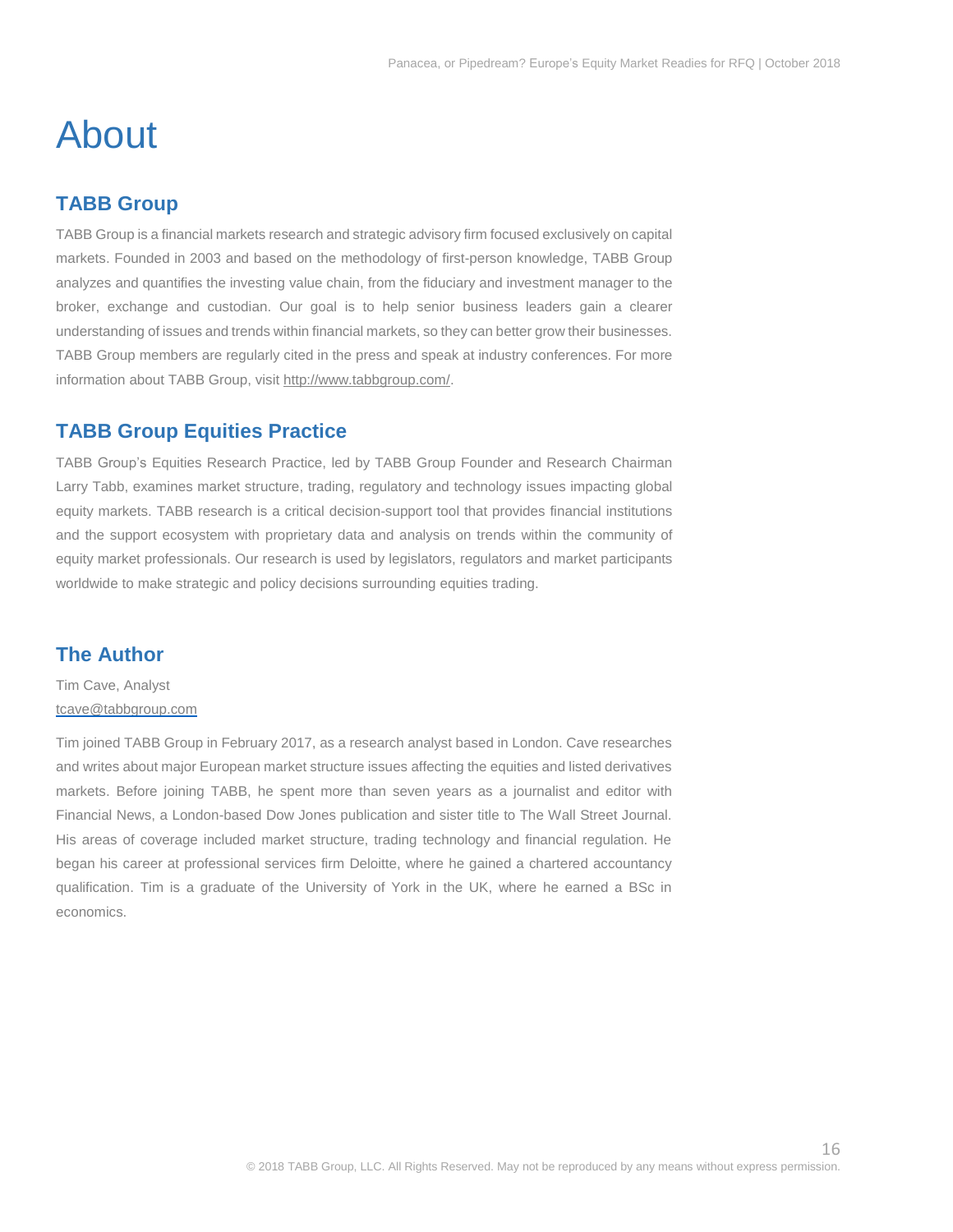# About

## TABB Group

TABB Group is a financial markets research and strategic advisory firm focused exclusively on capital markets. Founded in 2003 and based on the methodology of first-person knowledge, TABB Group analyzes and quantifies the investing value chain, from the fiduciary and investment manager to the broker, exchange and custodian. Our goal is to help senior business leaders gain a clearer understanding of issues and trends within financial markets, so they can better grow their businesses. TABB Group members are regularly cited in the press and speak at industry conferences. For more information about TABB Group, visit http://www.tabbgroup.com/.

## TABB Group Equities Practice

TABB Group's Equities Research Practice, led by TABB Group Founder and Research Chairman Larry Tabb, examines market structure, trading, regulatory and technology issues impacting global equity markets. TABB research is a critical decision-support tool that provides financial institutions and the support ecosystem with proprietary data and analysis on trends within the community of equity market professionals. Our research is used by legislators, regulators and market participants worldwide to make strategic and policy decisions surrounding equities trading.

## The Author

Tim Cave, Analyst
tcave@tabbgroup.com

Tim joined TABB Group in February 2017, as a research analyst based in London. Cave researches and writes about major European market structure issues affecting the equities and listed derivatives markets. Before joining TABB, he spent more than seven years as a journalist and editor with Financial News, a London-based Dow Jones publication and sister title to The Wall Street Journal. His areas of coverage included market structure, trading technology and financial regulation. He began his career at professional services firm Deloitte, where he gained a chartered accountancy qualification. Tim is a graduate of the University of York in the UK, where he earned a BSc in economics.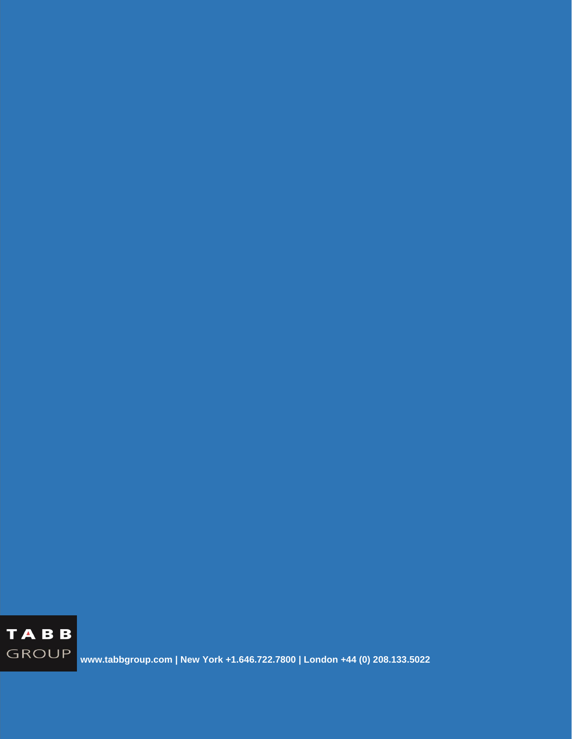TABB GROUP

www.tabbgroup.com | New York +1.646.722.7800 | London +44 (0) 208.133.5022